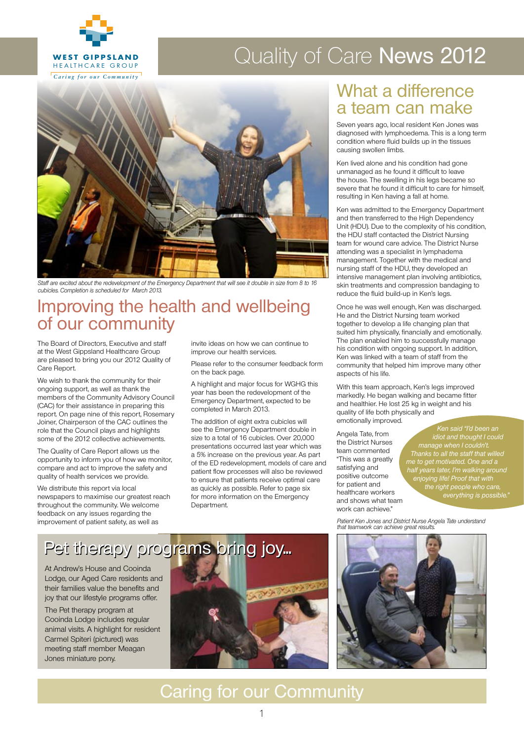WEST GIPPSLAND HEALTHCARE GROUP

*Caring for our Community*

# Quality of Care News 2012

*Staff are excited about the redevelopment of the Emergency Department that will see it double in size from 8 to 16 cubicles. Completion is scheduled for March 2013.*

## Improving the health and wellbeing of our community

The Board of Directors, Executive and staff at the West Gippsland Healthcare Group are pleased to bring you our 2012 Quality of Care Report.

We wish to thank the community for their ongoing support, as well as thank the members of the Community Advisory Council (CAC) for their assistance in preparing this report. On page nine of this report, Rosemary Joiner, Chairperson of the CAC outlines the role that the Council plays and highlights some of the 2012 collective achievements.

The Quality of Care Report allows us the opportunity to inform you of how we monitor, compare and act to improve the safety and quality of health services we provide.

We distribute this report via local newspapers to maximise our greatest reach throughout the community. We welcome feedback on any issues regarding the improvement of patient safety, as well as invite ideas on how we can continue to improve our health services.

Please refer to the consumer feedback form on the back page.

A highlight and major focus for WGHG this year has been the redevelopment of the Emergency Department, expected to be completed in March 2013.

The addition of eight extra cubicles will see the Emergency Department double in size to a total of 16 cubicles. Over 20,000 presentations occurred last year which was a 5% increase on the previous year. As part of the ED redevelopment, models of care and patient flow processes will also be reviewed to ensure that patients receive optimal care as quickly as possible. Refer to page six for more information on the Emergency Department.

## What a difference a team can make

Seven years ago, local resident Ken Jones was diagnosed with lymphoedema. This is a long term condition where fluid builds up in the tissues causing swollen limbs.

Ken lived alone and his condition had gone unmanaged as he found it difficult to leave the house. The swelling in his legs became so severe that he found it difficult to care for himself, resulting in Ken having a fall at home.

Ken was admitted to the Emergency Department and then transferred to the High Dependency Unit (HDU). Due to the complexity of his condition, the HDU staff contacted the District Nursing team for wound care advice. The District Nurse attending was a specialist in lymphadema management. Together with the medical and nursing staff of the HDU, they developed an intensive management plan involving antibiotics, skin treatments and compression bandaging to reduce the fluid build-up in Ken's legs.

Once he was well enough, Ken was discharged. He and the District Nursing team worked together to develop a life changing plan that suited him physically, financially and emotionally. The plan enabled him to successfully manage his condition with ongoing support. In addition, Ken was linked with a team of staff from the community that helped him improve many other aspects of his life.

With this team approach, Ken's legs improved markedly. He began walking and became fitter and healthier. He lost 25 kg in weight and his quality of life both physically and emotionally improved.

Angela Tate, from the District Nurses team commented "This was a greatly satisfying and positive outcome for patient and healthcare workers and shows what team work can achieve."

*Ken said "I'd been an idiot and thought I could manage when I couldn't. Thanks to all the staff that willed me to get motivated. One and a half years later, I'm walking around enjoying life! Proof that with the right people who care, everything is possible."*

*Patient Ken Jones and District Nurse Angela Tate understand that teamwork can achieve great results.*

## Pet therapy programs bring joy...

At Andrew's House and Cooinda Lodge, our Aged Care residents and their families value the benefits and joy that our lifestyle programs offer.

The Pet therapy program at Cooinda Lodge includes regular animal visits. A highlight for resident Carmel Spiteri (pictured) was meeting staff member Meagan Jones miniature pony.

## Caring for our Community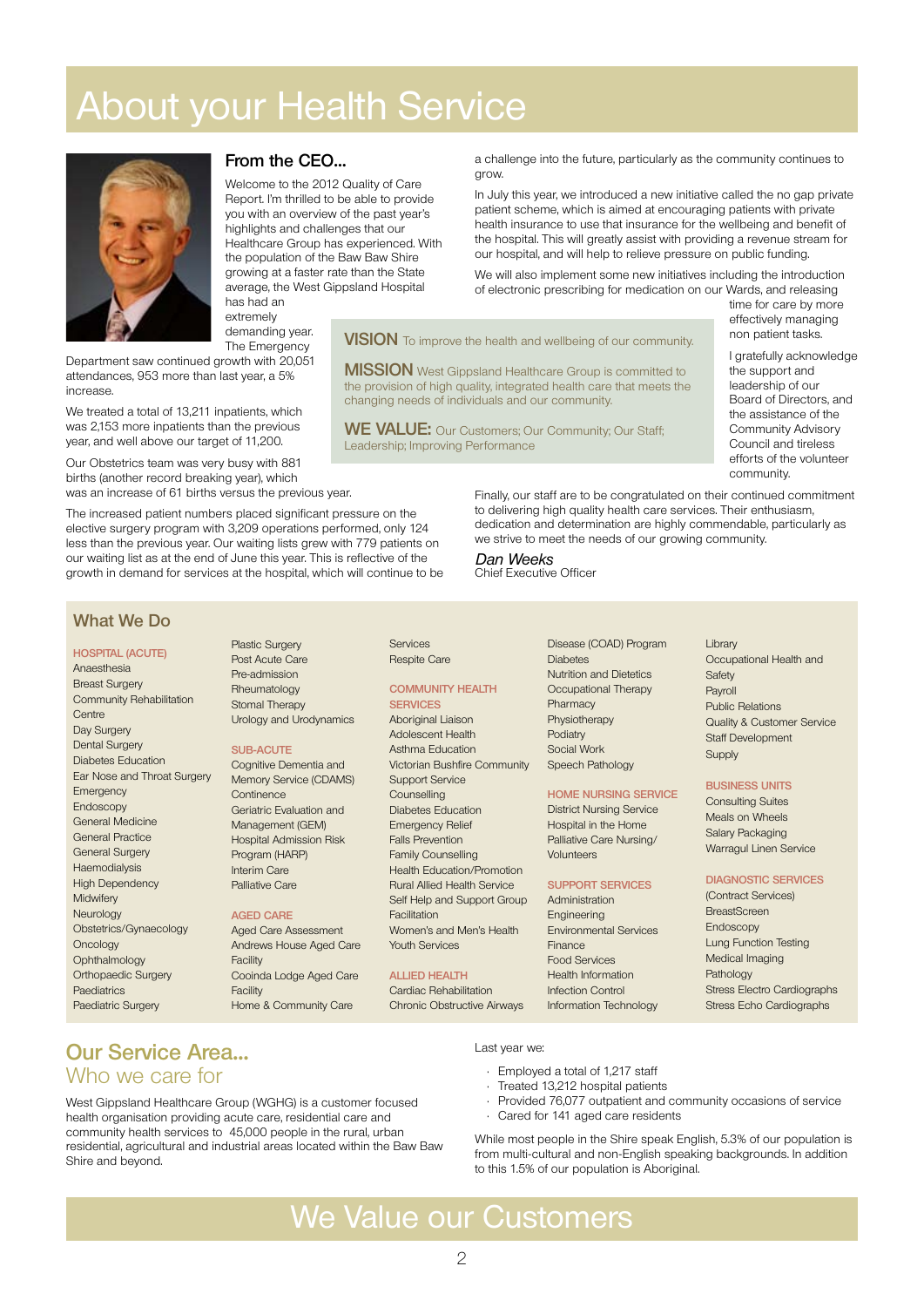# About your Health Service

## From the CEO...

Welcome to the 2012 Quality of Care Report. I'm thrilled to be able to provide you with an overview of the past year's highlights and challenges that our Healthcare Group has experienced. With the population of the Baw Baw Shire growing at a faster rate than the State average, the West Gippsland Hospital has had an extremely demanding year. The Emergency Department saw continued growth with 20,051 attendances, 953 more than last year, a 5% increase.

We treated a total of 13,211 inpatients, which was 2,153 more inpatients than the previous year, and well above our target of 11,200.

Our Obstetrics team was very busy with 881 births (another record breaking year), which was an increase of 61 births versus the previous year.

The increased patient numbers placed significant pressure on the elective surgery program with 3,209 operations performed, only 124 less than the previous year. Our waiting list grew with 779 patients on our waiting list as at the end of June this year. This is reflective of the growth in demand for services at the hospital, which will continue to be a challenge into the future, particularly as the community continues to grow.

In July this year, we introduced a new initiative called the no gap private patient scheme, which is aimed at encouraging patients with private health insurance to use that insurance for the wellbeing and benefit of the hospital. This will greatly assist with providing a revenue stream for our hospital, and will help to relieve pressure on public funding.

We will also implement some new initiatives including the introduction of electronic prescribing for medication on our Wards, and releasing time for care by more effectively managing non patient tasks.

I gratefully acknowledge the support and leadership of our Board of Directors, and the assistance of the Community Advisory Council and tireless efforts of the volunteer community.

Finally, our staff are to be congratulated on their continued commitment to delivering high quality health care services. Their enthusiasm, dedication and determination are highly commendable, particularly as we strive to meet the needs of our growing community.

*Dan Weeks*
Chief Executive Officer

**VISION** To improve the health and wellbeing of our community.

**MISSION** West Gippsland Healthcare Group is committed to the provision of high quality, integrated health care that meets the changing needs of individuals and our community.

**WE VALUE:** Our Customers; Our Community; Our Staff; Leadership; Improving Performance

## What We Do

**HOSPITAL (ACUTE)**
- Anaesthesia
- Breast Surgery
- Community Rehabilitation Centre
- Day Surgery
- Dental Surgery
- Diabetes Education
- Ear Nose and Throat Surgery
- Emergency
- Endoscopy
- General Medicine
- General Practice
- General Surgery
- Haemodialysis
- High Dependency
- Midwifery
- Neurology
- Obstetrics/Gynaecology
- Oncology
- Ophthalmology
- Orthopaedic Surgery
- Paediatrics
- Paediatric Surgery
- Plastic Surgery
- Post Acute Care
- Pre-admission
- Rheumatology
- Stomal Therapy
- Urology and Urodynamics

**SUB-ACUTE**
- Cognitive Dementia and Memory Service (CDAMS)
- Continence
- Geriatric Evaluation and Management (GEM)
- Hospital Admission Risk Program (HARP)
- Interim Care
- Palliative Care

**AGED CARE**
- Aged Care Assessment Services
- Andrews House Aged Care Facility
- Cooinda Lodge Aged Care Facility
- Home & Community Care Services
- Respite Care

**COMMUNITY HEALTH SERVICES**
- Aboriginal Liaison
- Adolescent Health
- Asthma Education
- Victorian Bushfire Community Support Service
- Counselling
- Diabetes Education
- Emergency Relief
- Falls Prevention
- Family Counselling
- Health Education/Promotion
- Rural Allied Health Service
- Self Help and Support Group Facilitation
- Women's and Men's Health
- Youth Services

**ALLIED HEALTH**
- Cardiac Rehabilitation
- Chronic Obstructive Airways Disease (COAD) Program
- Diabetes
- Nutrition and Dietetics
- Occupational Therapy
- Pharmacy
- Physiotherapy
- Podiatry
- Social Work
- Speech Pathology

**HOME NURSING SERVICE**
- District Nursing Service
- Hospital in the Home
- Palliative Care Nursing/ Volunteers

**SUPPORT SERVICES**
- Administration
- Engineering
- Environmental Services
- Finance
- Food Services
- Health Information
- Infection Control
- Information Technology
- Library
- Occupational Health and Safety
- Payroll
- Public Relations
- Quality & Customer Service
- Staff Development
- Supply

**BUSINESS UNITS**
- Consulting Suites
- Meals on Wheels
- Salary Packaging
- Warragul Linen Service

**DIAGNOSTIC SERVICES**
(Contract Services)
- BreastScreen
- Endoscopy
- Lung Function Testing
- Medical Imaging
- Pathology
- Stress Electro Cardiographs
- Stress Echo Cardiographs

## Our Service Area...
### Who we care for

West Gippsland Healthcare Group (WGHG) is a customer focused health organisation providing acute care, residential care and community health services to 45,000 people in the rural, urban residential, agricultural and industrial areas located within the Baw Baw Shire and beyond.

Last year we:

- Employed a total of 1,217 staff
- Treated 13,212 hospital patients
- Provided 76,077 outpatient and community occasions of service
- Cared for 141 aged care residents

While most people in the Shire speak English, 5.3% of our population is from multi-cultural and non-English speaking backgrounds. In addition to this 1.5% of our population is Aboriginal.

# We Value our Customers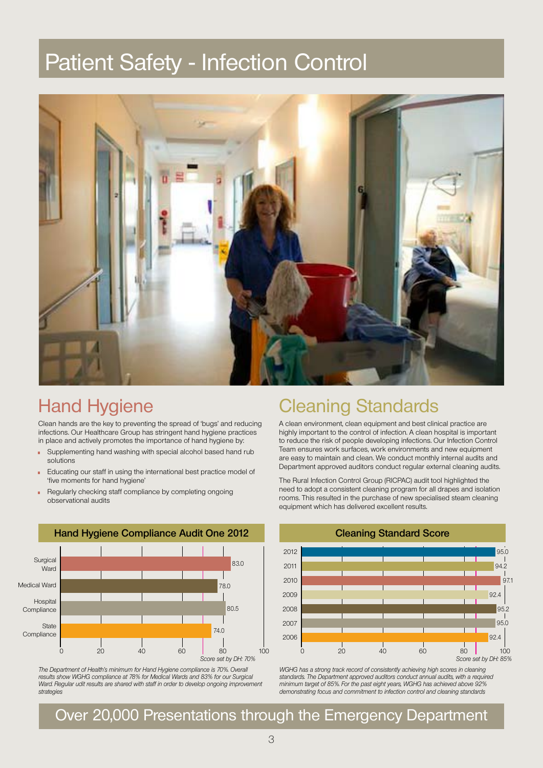# Patient Safety - Infection Control

## Hand Hygiene

Clean hands are the key to preventing the spread of 'bugs' and reducing infections. Our Healthcare Group has stringent hand hygiene practices in place and actively promotes the importance of hand hygiene by:

- Supplementing hand washing with special alcohol based hand rub solutions
- Educating our staff in using the international best practice model of 'five moments for hand hygiene'
- Regularly checking staff compliance by completing ongoing observational audits

**Hand Hygiene Compliance Audit One 2012**

| Category | Score |
| --- | --- |
| Surgical Ward | 83.0 |
| Medical Ward | 78.0 |
| Hospital Compliance | 80.5 |
| State Compliance | 74.0 |

*Score set by DH: 70%*

*The Department of Health's minimum for Hand Hygiene compliance is 70%. Overall results show WGHG compliance at 78% for Medical Wards and 83% for our Surgical Ward. Regular udit results are shared with staff in order to develop ongoing improvement strategies*

## Cleaning Standards

A clean environment, clean equipment and best clinical practice are highly important to the control of infection. A clean hospital is important to reduce the risk of people developing infections. Our Infection Control Team ensures work surfaces, work environments and new equipment are easy to maintain and clean. We conduct monthly internal audits and Department approved auditors conduct regular external cleaning audits.

The Rural Infection Control Group (RICPAC) audit tool highlighted the need to adopt a consistent cleaning program for all drapes and isolation rooms. This resulted in the purchase of new specialised steam cleaning equipment which has delivered excellent results.

**Cleaning Standard Score**

| Year | Score |
| --- | --- |
| 2012 | 95.0 |
| 2011 | 94.2 |
| 2010 | 97.1 |
| 2009 | 92.4 |
| 2008 | 95.2 |
| 2007 | 95.0 |
| 2006 | 92.4 |

*Score set by DH: 85%*

*WGHG has a strong track record of consistently achieving high scores in cleaning standards. The Department approved auditors conduct annual audits, with a required minimum target of 85%. For the past eight years, WGHG has achieved above 92% demonstrating focus and commitment to infection control and cleaning standards*

## Over 20,000 Presentations through the Emergency Department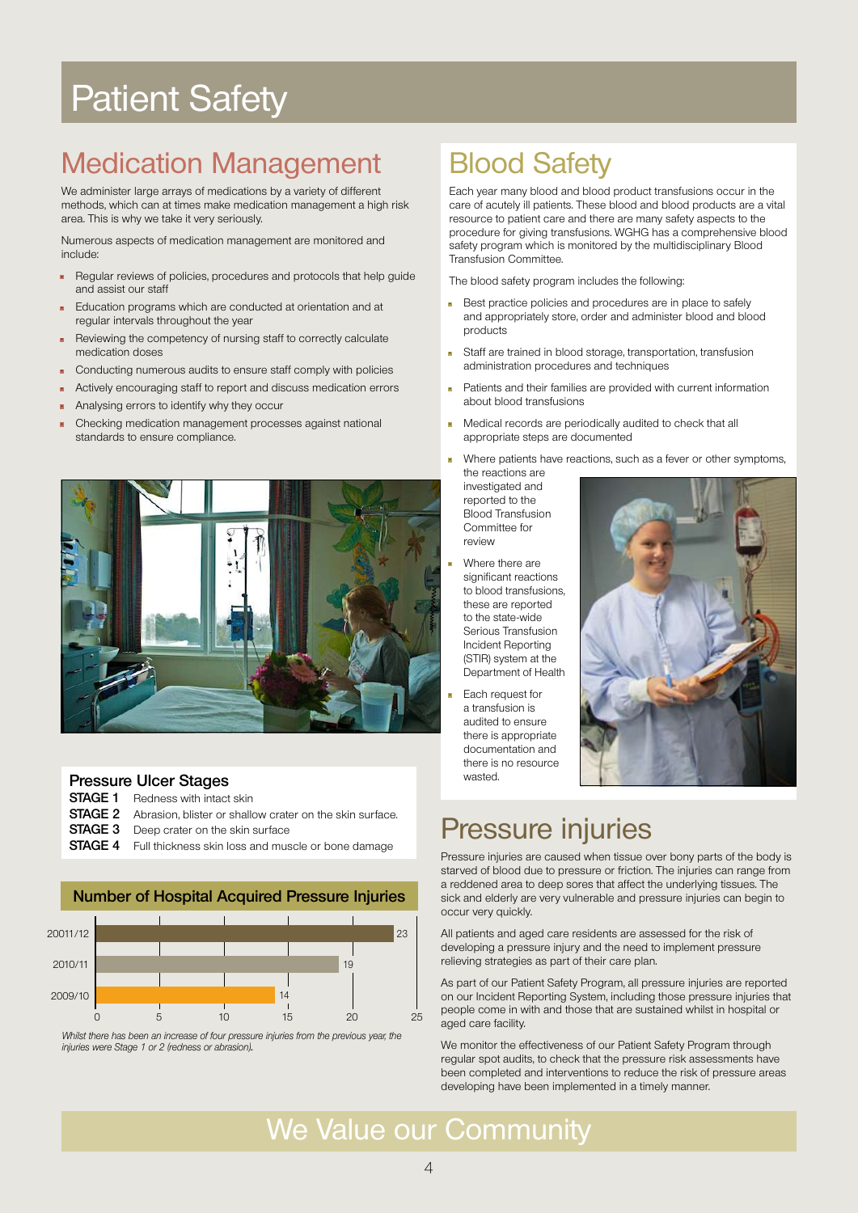# Patient Safety

## Medication Management

We administer large arrays of medications by a variety of different methods, which can at times make medication management a high risk area. This is why we take it very seriously.

Numerous aspects of medication management are monitored and include:

- Regular reviews of policies, procedures and protocols that help guide and assist our staff
- Education programs which are conducted at orientation and at regular intervals throughout the year
- Reviewing the competency of nursing staff to correctly calculate medication doses
- Conducting numerous audits to ensure staff comply with policies
- Actively encouraging staff to report and discuss medication errors
- Analysing errors to identify why they occur
- Checking medication management processes against national standards to ensure compliance.

### Pressure Ulcer Stages

| | |
|---|---|
| **STAGE 1** | Redness with intact skin |
| **STAGE 2** | Abrasion, blister or shallow crater on the skin surface. |
| **STAGE 3** | Deep crater on the skin surface |
| **STAGE 4** | Full thickness skin loss and muscle or bone damage |

### Number of Hospital Acquired Pressure Injuries

| Year | Number |
|---|---|
| 20011/12 | 23 |
| 2010/11 | 19 |
| 2009/10 | 14 |

*Whilst there has been an increase of four pressure injuries from the previous year, the injuries were Stage 1 or 2 (redness or abrasion).*

## Blood Safety

Each year many blood and blood product transfusions occur in the care of acutely ill patients. These blood and blood products are a vital resource to patient care and there are many safety aspects to the procedure for giving transfusions. WGHG has a comprehensive blood safety program which is monitored by the multidisciplinary Blood Transfusion Committee.

The blood safety program includes the following:

- Best practice policies and procedures are in place to safely and appropriately store, order and administer blood and blood products
- Staff are trained in blood storage, transportation, transfusion administration procedures and techniques
- Patients and their families are provided with current information about blood transfusions
- Medical records are periodically audited to check that all appropriate steps are documented
- Where patients have reactions, such as a fever or other symptoms, the reactions are investigated and reported to the Blood Transfusion Committee for review
- Where there are significant reactions to blood transfusions, these are reported to the state-wide Serious Transfusion Incident Reporting (STIR) system at the Department of Health
- Each request for a transfusion is audited to ensure there is appropriate documentation and there is no resource wasted.

## Pressure injuries

Pressure injuries are caused when tissue over bony parts of the body is starved of blood due to pressure or friction. The injuries can range from a reddened area to deep sores that affect the underlying tissues. The sick and elderly are very vulnerable and pressure injuries can begin to occur very quickly.

All patients and aged care residents are assessed for the risk of developing a pressure injury and the need to implement pressure relieving strategies as part of their care plan.

As part of our Patient Safety Program, all pressure injuries are reported on our Incident Reporting System, including those pressure injuries that people come in with and those that are sustained whilst in hospital or aged care facility.

We monitor the effectiveness of our Patient Safety Program through regular spot audits, to check that the pressure risk assessments have been completed and interventions to reduce the risk of pressure areas developing have been implemented in a timely manner.

# We Value our Community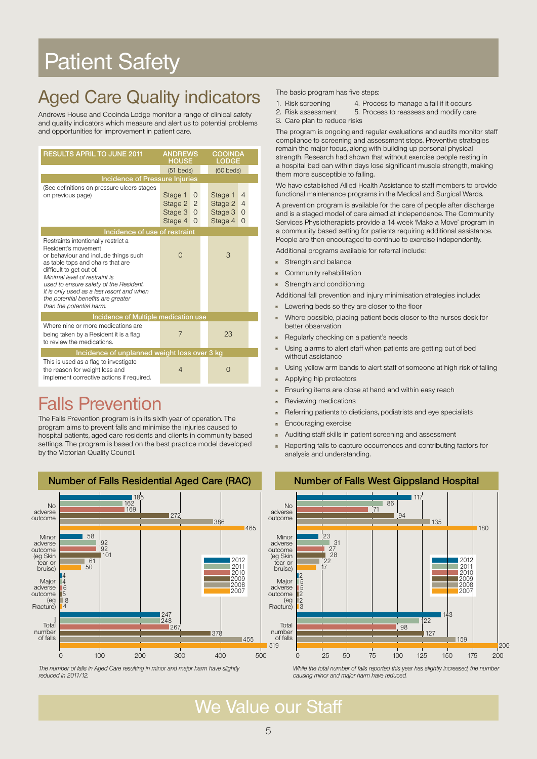# Patient Safety

## Aged Care Quality indicators

Andrews House and Cooinda Lodge monitor a range of clinical safety and quality indicators which measure and alert us to potential problems and opportunities for improvement in patient care.

| RESULTS APRIL TO JUNE 2011 | ANDREWS HOUSE (51 beds) | COOINDA LODGE (60 beds) |
|---|---|---|
| **Incidence of Pressure Injuries** | | |
| (See definitions on pressure ulcers stages on previous page) | Stage 1 0<br>Stage 2 2<br>Stage 3 0<br>Stage 4 0 | Stage 1 4<br>Stage 2 4<br>Stage 3 0<br>Stage 4 0 |
| **Incidence of use of restraint** | | |
| Restraints intentionally restrict a Resident's movement or behaviour and include things such as table tops and chairs that are difficult to get out of. *Minimal level of restraint is used to ensure safety of the Resident. It is only used as a last resort and when the potential benefits are greater than the potential harm.* | 0 | 3 |
| **Incidence of Multiple medication use** | | |
| Where nine or more medications are being taken by a Resident it is a flag to review the medications. | 7 | 23 |
| **Incidence of unplanned weight loss over 3 kg** | | |
| This is used as a flag to investigate the reason for weight loss and implement corrective actions if required. | 4 | 0 |

## Falls Prevention

The Falls Prevention program is in its sixth year of operation. The program aims to prevent falls and minimise the injuries caused to hospital patients, aged care residents and clients in community based settings. The program is based on the best practice model developed by the Victorian Quality Council.

The basic program has five steps:

1. Risk screening
2. Risk assessment
3. Care plan to reduce risks
4. Process to manage a fall if it occurs
5. Process to reassess and modify care

The program is ongoing and regular evaluations and audits monitor staff compliance to screening and assessment steps. Preventive strategies remain the major focus, along with building up personal physical strength. Research had shown that without exercise people resting in a hospital bed can within days lose significant muscle strength, making them more susceptible to falling.

We have established Allied Health Assistance to staff members to provide functional maintenance programs in the Medical and Surgical Wards.

A prevention program is available for the care of people after discharge and is a staged model of care aimed at independence. The Community Services Physiotherapists provide a 14 week 'Make a Move' program in a community based setting for patients requiring additional assistance. People are then encouraged to continue to exercise independently.

Additional programs available for referral include:

- Strength and balance
- Community rehabilitation
- Strength and conditioning

Additional fall prevention and injury minimisation strategies include:

- Lowering beds so they are closer to the floor
- Where possible, placing patient beds closer to the nurses desk for better observation
- Regularly checking on a patient's needs
- Using alarms to alert staff when patients are getting out of bed without assistance
- Using yellow arm bands to alert staff of someone at high risk of falling
- Applying hip protectors
- Ensuring items are close at hand and within easy reach
- Reviewing medications
- Referring patients to dieticians, podiatrists and eye specialists
- Encouraging exercise
- Auditing staff skills in patient screening and assessment
- Reporting falls to capture occurrences and contributing factors for analysis and understanding.

### Number of Falls Residential Aged Care (RAC)

| | 2012 | 2011 | 2010 | 2009 | 2008 | 2007 |
|---|---|---|---|---|---|---|
| No adverse outcome | 185 | 162 | 169 | 272 | 386 | 465 |
| Minor adverse outcome (eg Skin tear or bruise) | 58 | 92 | 92 | 101 | 61 | 50 |
| Major adverse outcome (eg Fracture) | 4 | 4 | 6 | 5 | 8 | 4 |
| Total number of falls | 247 | 248 | 267 | 378 | 455 | 519 |

*The number of falls in Aged Care resulting in minor and major harm have slightly reduced in 2011/12.*

### Number of Falls West Gippsland Hospital

| | 2012 | 2011 | 2010 | 2009 | 2008 | 2007 |
|---|---|---|---|---|---|---|
| No adverse outcome | 117 | 86 | 71 | 94 | 135 | 180 |
| Minor adverse outcome (eg Skin tear or bruise) | 23 | 31 | 27 | 28 | 22 | 17 |
| Major adverse outcome (eg Fracture) | 2 | 5 | 5 | 2 | 2 | 3 |
| Total number of falls | 143 | 122 | 98 | 127 | 159 | 200 |

*While the total number of falls reported this year has slightly increased, the number causing minor and major harm have reduced.*

## We Value our Staff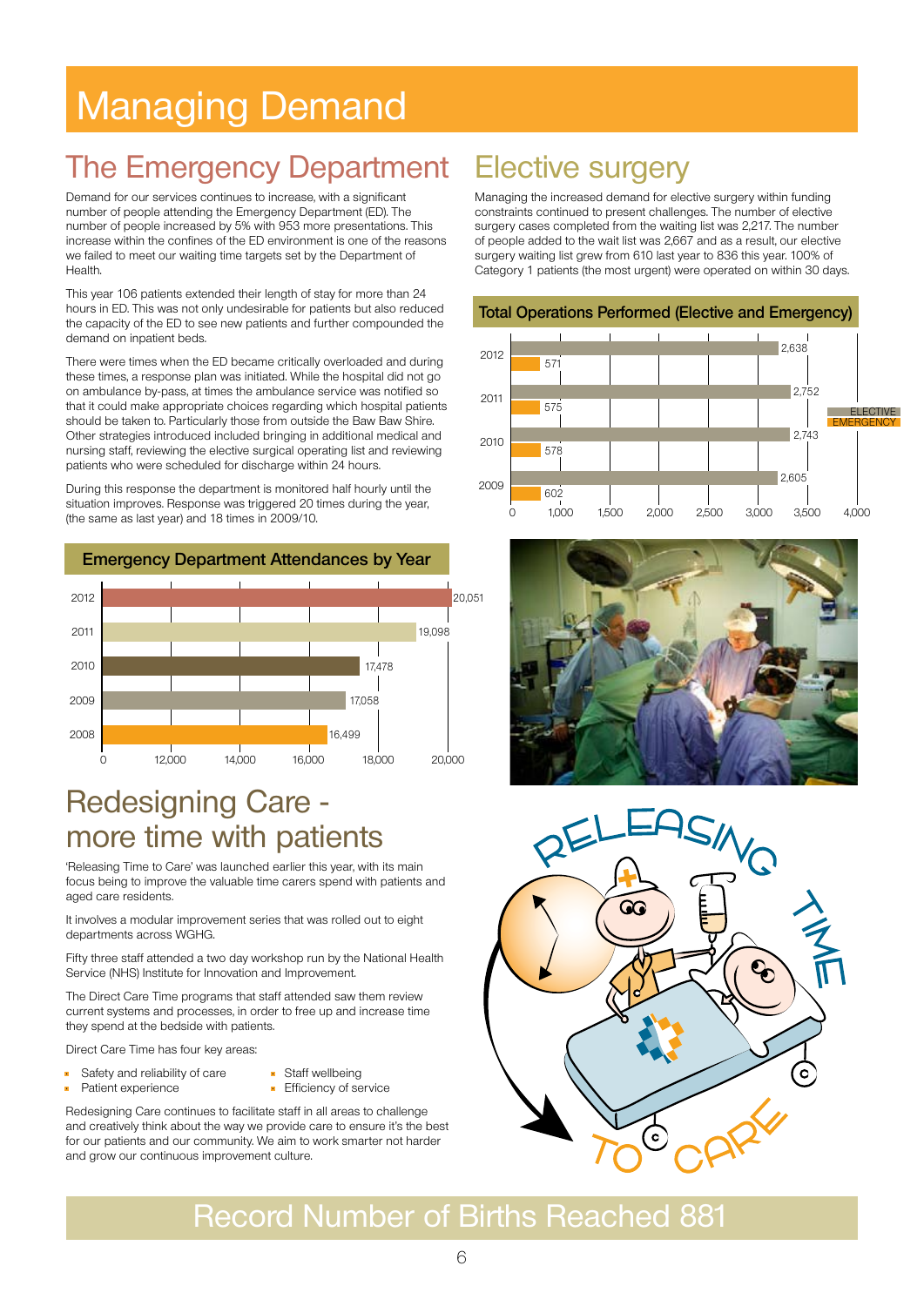# Managing Demand

## The Emergency Department

Demand for our services continues to increase, with a significant number of people attending the Emergency Department (ED). The number of people increased by 5% with 953 more presentations. This increase within the confines of the ED environment is one of the reasons we failed to meet our waiting time targets set by the Department of Health.

This year 106 patients extended their length of stay for more than 24 hours in ED. This was not only undesirable for patients but also reduced the capacity of the ED to see new patients and further compounded the demand on inpatient beds.

There were times when the ED became critically overloaded and during these times, a response plan was initiated. While the hospital did not go on ambulance by-pass, at times the ambulance service was notified so that it could make appropriate choices regarding which hospital patients should be taken to. Particularly those from outside the Baw Baw Shire. Other strategies introduced included bringing in additional medical and nursing staff, reviewing the elective surgical operating list and reviewing patients who were scheduled for discharge within 24 hours.

During this response the department is monitored half hourly until the situation improves. Response was triggered 20 times during the year, (the same as last year) and 18 times in 2009/10.

**Emergency Department Attendances by Year**

| Year | Attendances |
|---|---|
| 2012 | 20,051 |
| 2011 | 19,098 |
| 2010 | 17,478 |
| 2009 | 17,058 |
| 2008 | 16,499 |

## Redesigning Care - more time with patients

'Releasing Time to Care' was launched earlier this year, with its main focus being to improve the valuable time carers spend with patients and aged care residents.

It involves a modular improvement series that was rolled out to eight departments across WGHG.

Fifty three staff attended a two day workshop run by the National Health Service (NHS) Institute for Innovation and Improvement.

The Direct Care Time programs that staff attended saw them review current systems and processes, in order to free up and increase time they spend at the bedside with patients.

Direct Care Time has four key areas:

- Safety and reliability of care
- Patient experience
- Staff wellbeing
- Efficiency of service

Redesigning Care continues to facilitate staff in all areas to challenge and creatively think about the way we provide care to ensure it's the best for our patients and our community. We aim to work smarter not harder and grow our continuous improvement culture.

## Elective surgery

Managing the increased demand for elective surgery within funding constraints continued to present challenges. The number of elective surgery cases completed from the waiting list was 2,217. The number of people added to the wait list was 2,667 and as a result, our elective surgery waiting list grew from 610 last year to 836 this year. 100% of Category 1 patients (the most urgent) were operated on within 30 days.

**Total Operations Performed (Elective and Emergency)**

| Year | Elective | Emergency |
|---|---|---|
| 2012 | 2,638 | 571 |
| 2011 | 2,752 | 575 |
| 2010 | 2,743 | 578 |
| 2009 | 2,605 | 602 |

## Record Number of Births Reached 881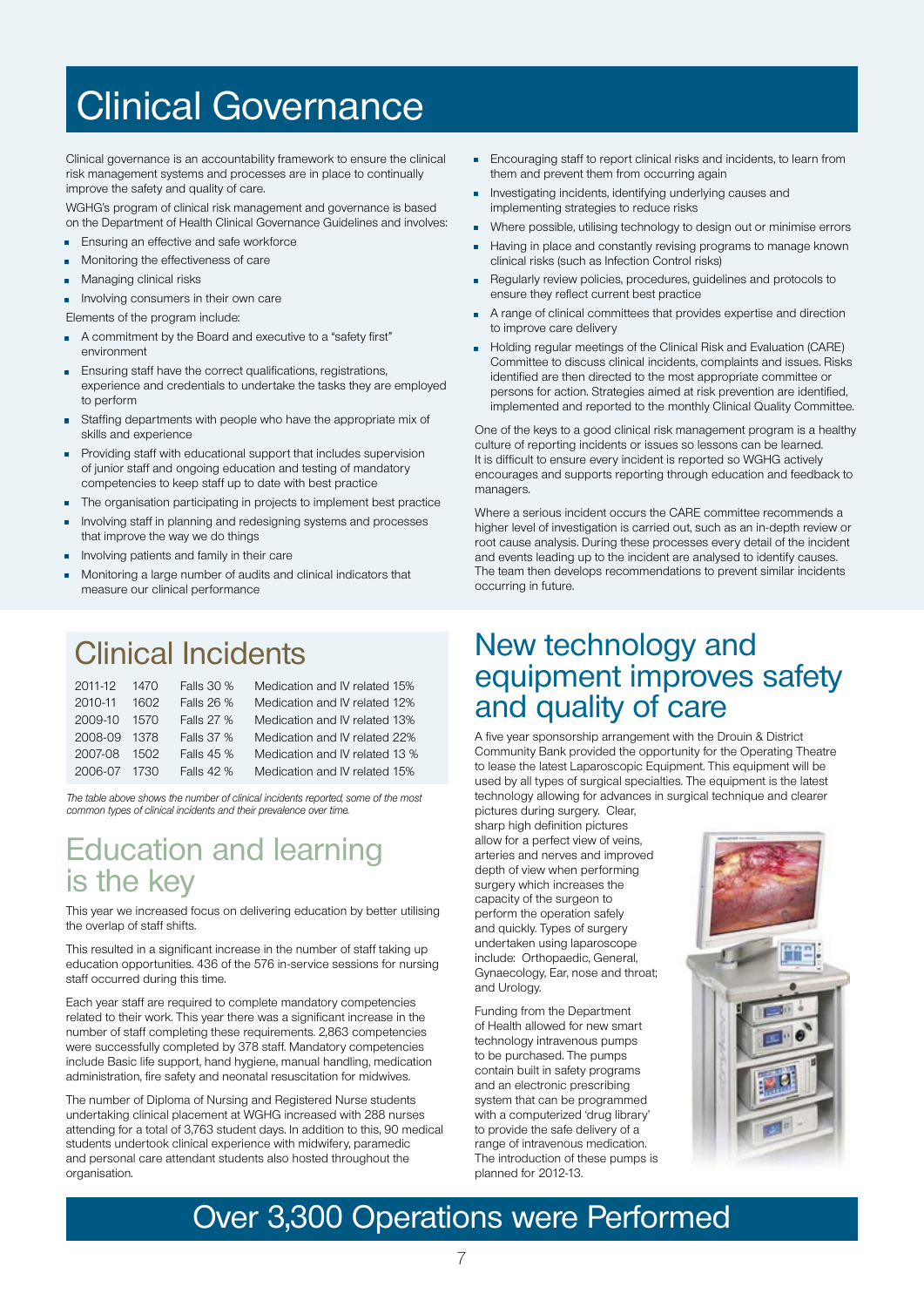／# Clinical Governance

Clinical governance is an accountability framework to ensure the clinical risk management systems and processes are in place to continually improve the safety and quality of care.

WGHG's program of clinical risk management and governance is based on the Department of Health Clinical Governance Guidelines and involves:

- Ensuring an effective and safe workforce
- Monitoring the effectiveness of care
- Managing clinical risks
- Involving consumers in their own care

Elements of the program include:

- A commitment by the Board and executive to a "safety first" environment
- Ensuring staff have the correct qualifications, registrations, experience and credentials to undertake the tasks they are employed to perform
- Staffing departments with people who have the appropriate mix of skills and experience
- Providing staff with educational support that includes supervision of junior staff and ongoing education and testing of mandatory competencies to keep staff up to date with best practice
- The organisation participating in projects to implement best practice
- Involving staff in planning and redesigning systems and processes that improve the way we do things
- Involving patients and family in their care
- Monitoring a large number of audits and clinical indicators that measure our clinical performance
- Encouraging staff to report clinical risks and incidents, to learn from them and prevent them from occurring again
- Investigating incidents, identifying underlying causes and implementing strategies to reduce risks
- Where possible, utilising technology to design out or minimise errors
- Having in place and constantly revising programs to manage known clinical risks (such as Infection Control risks)
- Regularly review policies, procedures, guidelines and protocols to ensure they reflect current best practice
- A range of clinical committees that provides expertise and direction to improve care delivery
- Holding regular meetings of the Clinical Risk and Evaluation (CARE) Committee to discuss clinical incidents, complaints and issues. Risks identified are then directed to the most appropriate committee or persons for action. Strategies aimed at risk prevention are identified, implemented and reported to the monthly Clinical Quality Committee.

One of the keys to a good clinical risk management program is a healthy culture of reporting incidents or issues so lessons can be learned. It is difficult to ensure every incident is reported so WGHG actively encourages and supports reporting through education and feedback to managers.

Where a serious incident occurs the CARE committee recommends a higher level of investigation is carried out, such as an in-depth review or root cause analysis. During these processes every detail of the incident and events leading up to the incident are analysed to identify causes. The team then develops recommendations to prevent similar incidents occurring in future.

## Clinical Incidents

| | | | |
|---|---|---|---|
| 2011-12 | 1470 | Falls 30 % | Medication and IV related 15% |
| 2010-11 | 1602 | Falls 26 % | Medication and IV related 12% |
| 2009-10 | 1570 | Falls 27 % | Medication and IV related 13% |
| 2008-09 | 1378 | Falls 37 % | Medication and IV related 22% |
| 2007-08 | 1502 | Falls 45 % | Medication and IV related 13 % |
| 2006-07 | 1730 | Falls 42 % | Medication and IV related 15% |

*The table above shows the number of clinical incidents reported, some of the most common types of clinical incidents and their prevalence over time.*

## Education and learning is the key

This year we increased focus on delivering education by better utilising the overlap of staff shifts.

This resulted in a significant increase in the number of staff taking up education opportunities. 436 of the 576 in-service sessions for nursing staff occurred during this time.

Each year staff are required to complete mandatory competencies related to their work. This year there was a significant increase in the number of staff completing these requirements. 2,863 competencies were successfully completed by 378 staff. Mandatory competencies include Basic life support, hand hygiene, manual handling, medication administration, fire safety and neonatal resuscitation for midwives.

The number of Diploma of Nursing and Registered Nurse students undertaking clinical placement at WGHG increased with 288 nurses attending for a total of 3,763 student days. In addition to this, 90 medical students undertook clinical experience with midwifery, paramedic and personal care attendant students also hosted throughout the organisation.

## New technology and equipment improves safety and quality of care

A five year sponsorship arrangement with the Drouin & District Community Bank provided the opportunity for the Operating Theatre to lease the latest Laparoscopic Equipment. This equipment will be used by all types of surgical specialties. The equipment is the latest technology allowing for advances in surgical technique and clearer pictures during surgery. Clear, sharp high definition pictures allow for a perfect view of veins, arteries and nerves and improved depth of view when performing surgery which increases the capacity of the surgeon to perform the operation safely and quickly. Types of surgery undertaken using laparoscope include: Orthopaedic, General, Gynaecology, Ear, nose and throat; and Urology.

Funding from the Department of Health allowed for new smart technology intravenous pumps to be purchased. The pumps contain built in safety programs and an electronic prescribing system that can be programmed with a computerized 'drug library' to provide the safe delivery of a range of intravenous medication. The introduction of these pumps is planned for 2012-13.

## Over 3,300 Operations were Performed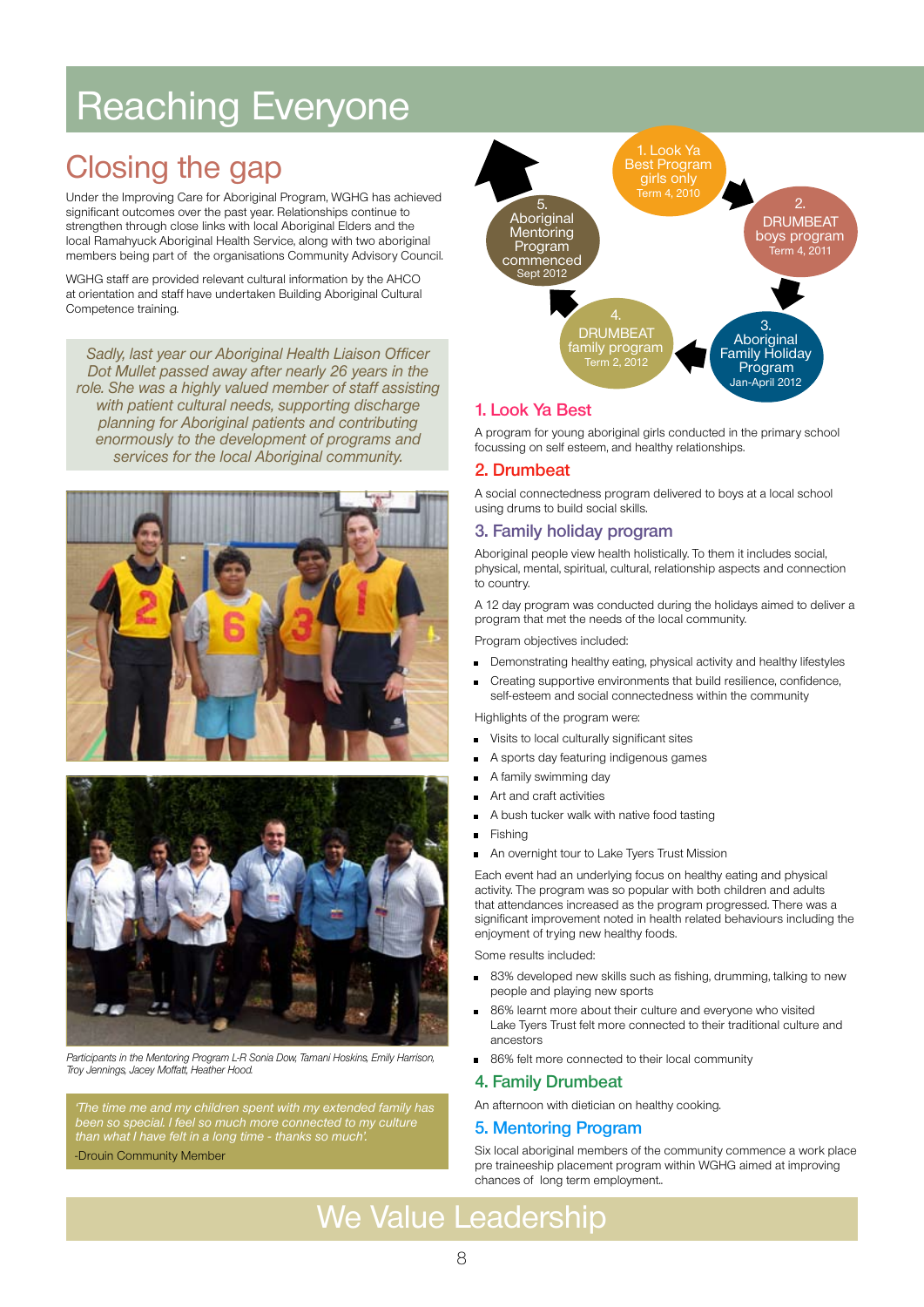# Reaching Everyone

## Closing the gap

Under the Improving Care for Aboriginal Program, WGHG has achieved significant outcomes over the past year. Relationships continue to strengthen through close links with local Aboriginal Elders and the local Ramahyuck Aboriginal Health Service, along with two aboriginal members being part of the organisations Community Advisory Council.

WGHG staff are provided relevant cultural information by the AHCO at orientation and staff have undertaken Building Aboriginal Cultural Competence training.

*Sadly, last year our Aboriginal Health Liaison Officer Dot Mullet passed away after nearly 26 years in the role. She was a highly valued member of staff assisting with patient cultural needs, supporting discharge planning for Aboriginal patients and contributing enormously to the development of programs and services for the local Aboriginal community.*

Participants in the Mentoring Program L-R Sonia Dow, Tamani Hoskins, Emily Harrison, Troy Jennings, Jacey Moffatt, Heather Hood.

*'The time me and my children spent with my extended family has been so special. I feel so much more connected to my culture than what I have felt in a long time - thanks so much'.*

-Drouin Community Member

1. Look Ya Best Program girls only Term 4, 2010
2. DRUMBEAT boys program Term 4, 2011
3. Aboriginal Family Holiday Program Jan-April 2012
4. DRUMBEAT family program Term 2, 2012
5. Aboriginal Mentoring Program commenced Sept 2012

### 1. Look Ya Best

A program for young aboriginal girls conducted in the primary school focussing on self esteem, and healthy relationships.

### 2. Drumbeat

A social connectedness program delivered to boys at a local school using drums to build social skills.

### 3. Family holiday program

Aboriginal people view health holistically. To them it includes social, physical, mental, spiritual, cultural, relationship aspects and connection to country.

A 12 day program was conducted during the holidays aimed to deliver a program that met the needs of the local community.

Program objectives included:

- Demonstrating healthy eating, physical activity and healthy lifestyles
- Creating supportive environments that build resilience, confidence, self-esteem and social connectedness within the community

Highlights of the program were:

- Visits to local culturally significant sites
- A sports day featuring indigenous games
- A family swimming day
- Art and craft activities
- A bush tucker walk with native food tasting
- Fishing
- An overnight tour to Lake Tyers Trust Mission

Each event had an underlying focus on healthy eating and physical activity. The program was so popular with both children and adults that attendances increased as the program progressed. There was a significant improvement noted in health related behaviours including the enjoyment of trying new healthy foods.

Some results included:

- 83% developed new skills such as fishing, drumming, talking to new people and playing new sports
- 86% learnt more about their culture and everyone who visited Lake Tyers Trust felt more connected to their traditional culture and ancestors
- 86% felt more connected to their local community

### 4. Family Drumbeat

An afternoon with dietician on healthy cooking.

### 5. Mentoring Program

Six local aboriginal members of the community commence a work place pre traineeship placement program within WGHG aimed at improving chances of long term employment.

# We Value Leadership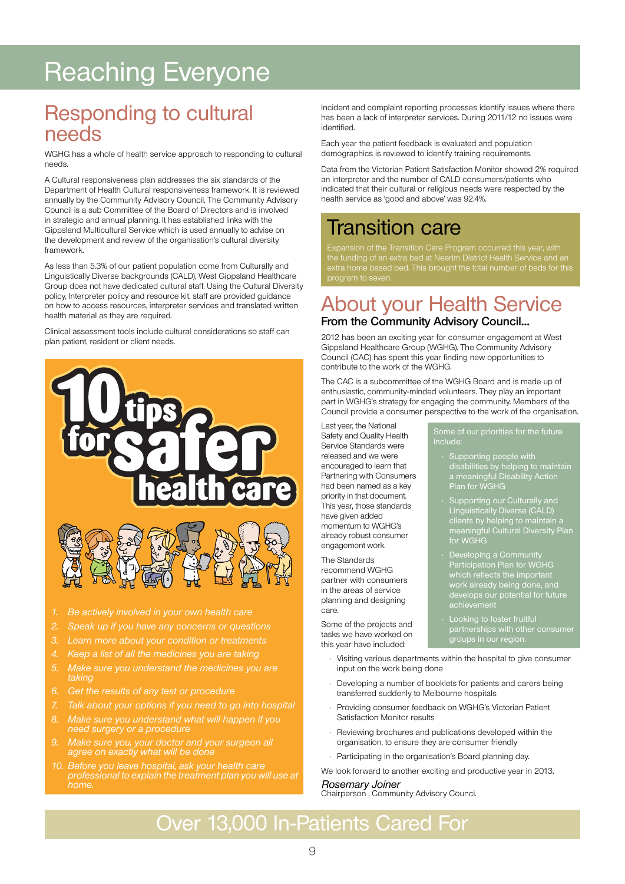# Reaching Everyone

## Responding to cultural needs

WGHG has a whole of health service approach to responding to cultural needs.

A Cultural responsiveness plan addresses the six standards of the Department of Health Cultural responsiveness framework. It is reviewed annually by the Community Advisory Council. The Community Advisory Council is a sub Committee of the Board of Directors and is involved in strategic and annual planning. It has established links with the Gippsland Multicultural Service which is used annually to advise on the development and review of the organisation's cultural diversity framework.

As less than 5.3% of our patient population come from Culturally and Linguistically Diverse backgrounds (CALD), West Gippsland Healthcare Group does not have dedicated cultural staff. Using the Cultural Diversity policy, Interpreter policy and resource kit, staff are provided guidance on how to access resources, interpreter services and translated written health material as they are required.

Clinical assessment tools include cultural considerations so staff can plan patient, resident or client needs.

### 10 tips for safer health care

1. *Be actively involved in your own health care*
2. *Speak up if you have any concerns or questions*
3. *Learn more about your condition or treatments*
4. *Keep a list of all the medicines you are taking*
5. *Make sure you understand the medicines you are taking*
6. *Get the results of any test or procedure*
7. *Talk about your options if you need to go into hospital*
8. *Make sure you understand what will happen if you need surgery or a procedure*
9. *Make sure you, your doctor and your surgeon all agree on exactly what will be done*
10. *Before you leave hospital, ask your health care professional to explain the treatment plan you will use at home.*

Incident and complaint reporting processes identify issues where there has been a lack of interpreter services. During 2011/12 no issues were identified.

Each year the patient feedback is evaluated and population demographics is reviewed to identify training requirements.

Data from the Victorian Patient Satisfaction Monitor showed 2% required an interpreter and the number of CALD consumers/patients who indicated that their cultural or religious needs were respected by the health service as 'good and above' was 92.4%.

## Transition care

Expansion of the Transition Care Program occurred this year, with the funding of an extra bed at Neerim District Health Service and an extra home based bed. This brought the total number of beds for this program to seven.

## About your Health Service

### From the Community Advisory Council...

2012 has been an exciting year for consumer engagement at West Gippsland Healthcare Group (WGHG). The Community Advisory Council (CAC) has spent this year finding new opportunities to contribute to the work of the WGHG.

The CAC is a subcommittee of the WGHG Board and is made up of enthusiastic, community-minded volunteers. They play an important part in WGHG's strategy for engaging the community. Members of the Council provide a consumer perspective to the work of the organisation.

Last year, the National Safety and Quality Health Service Standards were released and we were encouraged to learn that Partnering with Consumers had been named as a key priority in that document. This year, those standards have given added momentum to WGHG's already robust consumer engagement work.

The Standards recommend WGHG partner with consumers in the areas of service planning and designing care.

Some of the projects and tasks we have worked on this year have included:

- Visiting various departments within the hospital to give consumer input on the work being done
- Developing a number of booklets for patients and carers being transferred suddenly to Melbourne hospitals
- Providing consumer feedback on WGHG's Victorian Patient Satisfaction Monitor results
- Reviewing brochures and publications developed within the organisation, to ensure they are consumer friendly
- Participating in the organisation's Board planning day.

Some of our priorities for the future include:

- Supporting people with disabilities by helping to maintain a meaningful Disability Action Plan for WGHG
- Supporting our Culturally and Linguistically Diverse (CALD) clients by helping to maintain a meaningful Cultural Diversity Plan for WGHG
- Developing a Community Participation Plan for WGHG which reflects the important work already being done, and develops our potential for future achievement
- Looking to foster fruitful partnerships with other consumer groups in our region.

We look forward to another exciting and productive year in 2013.

*Rosemary Joiner*
Chairperson , Community Advisory Counci.

## Over 13,000 In-Patients Cared For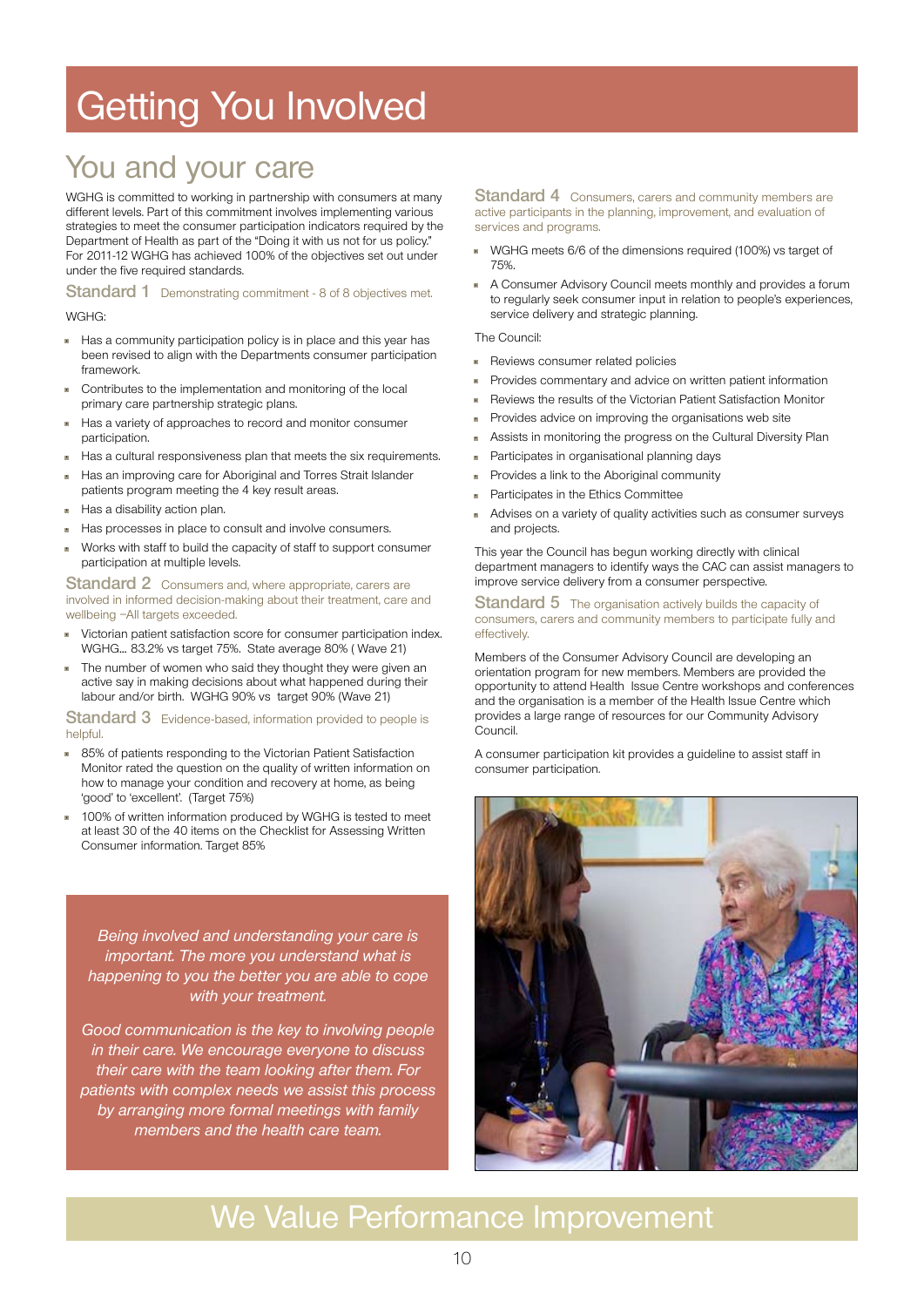# Getting You Involved

## You and your care

WGHG is committed to working in partnership with consumers at many different levels. Part of this commitment involves implementing various strategies to meet the consumer participation indicators required by the Department of Health as part of the "Doing it with us not for us policy." For 2011-12 WGHG has achieved 100% of the objectives set out under under the five required standards.

### Standard 1 Demonstrating commitment - 8 of 8 objectives met.

WGHG:

- Has a community participation policy is in place and this year has been revised to align with the Departments consumer participation framework.
- Contributes to the implementation and monitoring of the local primary care partnership strategic plans.
- Has a variety of approaches to record and monitor consumer participation.
- Has a cultural responsiveness plan that meets the six requirements.
- Has an improving care for Aboriginal and Torres Strait Islander patients program meeting the 4 key result areas.
- Has a disability action plan.
- Has processes in place to consult and involve consumers.
- Works with staff to build the capacity of staff to support consumer participation at multiple levels.

### Standard 2 Consumers and, where appropriate, carers are involved in informed decision-making about their treatment, care and wellbeing –All targets exceeded.

- Victorian patient satisfaction score for consumer participation index. WGHG... 83.2% vs target 75%. State average 80% ( Wave 21)
- The number of women who said they thought they were given an active say in making decisions about what happened during their labour and/or birth. WGHG 90% vs target 90% (Wave 21)

### Standard 3 Evidence-based, information provided to people is helpful.

- 85% of patients responding to the Victorian Patient Satisfaction Monitor rated the question on the quality of written information on how to manage your condition and recovery at home, as being 'good' to 'excellent'. (Target 75%)
- 100% of written information produced by WGHG is tested to meet at least 30 of the 40 items on the Checklist for Assessing Written Consumer information. Target 85%

*Being involved and understanding your care is important. The more you understand what is happening to you the better you are able to cope with your treatment.*

*Good communication is the key to involving people in their care. We encourage everyone to discuss their care with the team looking after them. For patients with complex needs we assist this process by arranging more formal meetings with family members and the health care team.*

### Standard 4 Consumers, carers and community members are active participants in the planning, improvement, and evaluation of services and programs.

- WGHG meets 6/6 of the dimensions required (100%) vs target of 75%.
- A Consumer Advisory Council meets monthly and provides a forum to regularly seek consumer input in relation to people's experiences, service delivery and strategic planning.

The Council:

- Reviews consumer related policies
- Provides commentary and advice on written patient information
- Reviews the results of the Victorian Patient Satisfaction Monitor
- Provides advice on improving the organisations web site
- Assists in monitoring the progress on the Cultural Diversity Plan
- Participates in organisational planning days
- Provides a link to the Aboriginal community
- Participates in the Ethics Committee
- Advises on a variety of quality activities such as consumer surveys and projects.

This year the Council has begun working directly with clinical department managers to identify ways the CAC can assist managers to improve service delivery from a consumer perspective.

### Standard 5 The organisation actively builds the capacity of consumers, carers and community members to participate fully and effectively.

Members of the Consumer Advisory Council are developing an orientation program for new members. Members are provided the opportunity to attend Health Issue Centre workshops and conferences and the organisation is a member of the Health Issue Centre which provides a large range of resources for our Community Advisory Council.

A consumer participation kit provides a guideline to assist staff in consumer participation.

## We Value Performance Improvement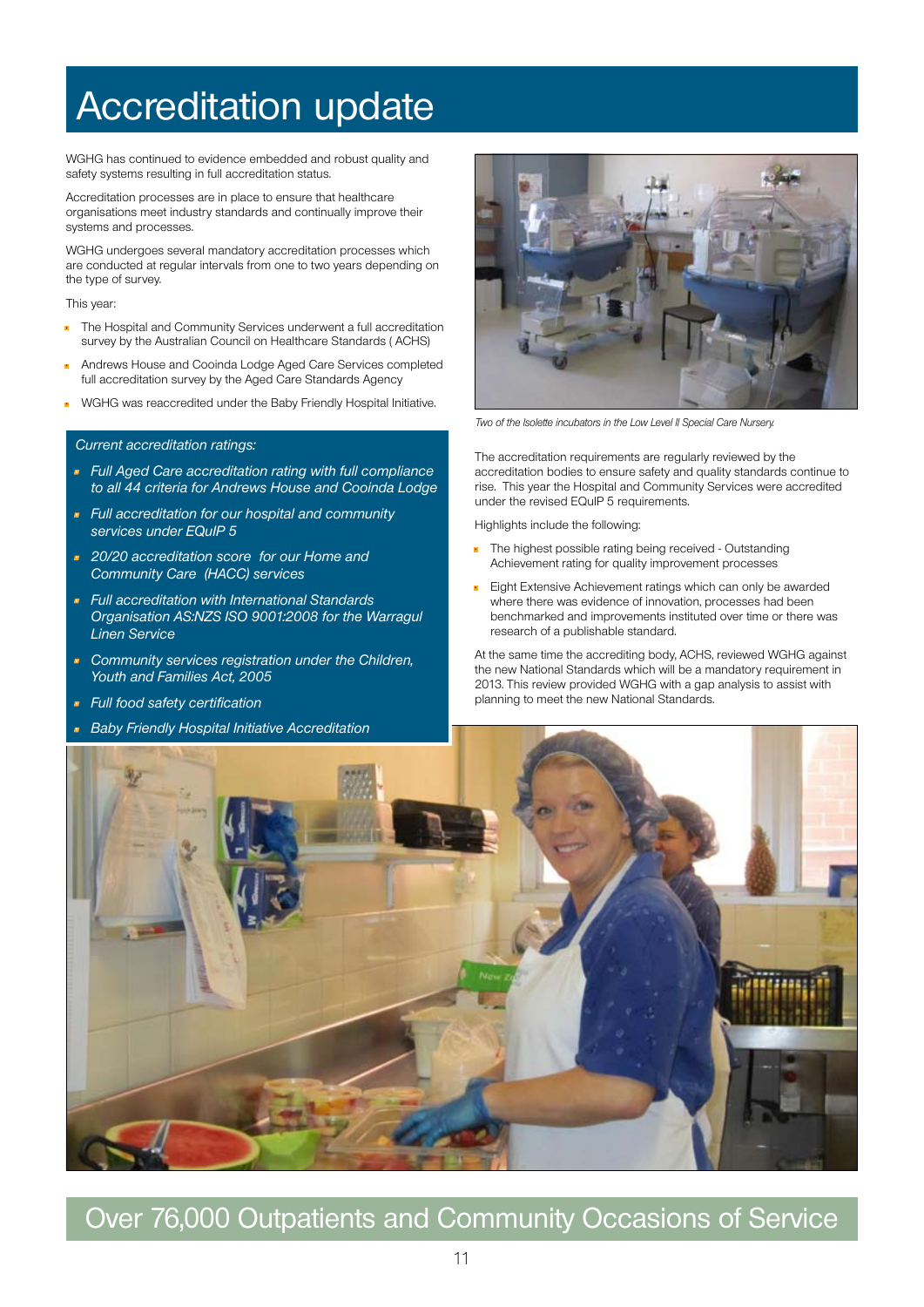# Accreditation update

WGHG has continued to evidence embedded and robust quality and safety systems resulting in full accreditation status.

Accreditation processes are in place to ensure that healthcare organisations meet industry standards and continually improve their systems and processes.

WGHG undergoes several mandatory accreditation processes which are conducted at regular intervals from one to two years depending on the type of survey.

This year:

- The Hospital and Community Services underwent a full accreditation survey by the Australian Council on Healthcare Standards ( ACHS)
- Andrews House and Cooinda Lodge Aged Care Services completed full accreditation survey by the Aged Care Standards Agency
- WGHG was reaccredited under the Baby Friendly Hospital Initiative.

*Current accreditation ratings:*

- *Full Aged Care accreditation rating with full compliance to all 44 criteria for Andrews House and Cooinda Lodge*
- *Full accreditation for our hospital and community services under EQuIP 5*
- *20/20 accreditation score for our Home and Community Care (HACC) services*
- *Full accreditation with International Standards Organisation AS:NZS ISO 9001:2008 for the Warragul Linen Service*
- *Community services registration under the Children, Youth and Families Act, 2005*
- *Full food safety certification*
- *Baby Friendly Hospital Initiative Accreditation*

*Two of the Isolette incubators in the Low Level II Special Care Nursery.*

The accreditation requirements are regularly reviewed by the accreditation bodies to ensure safety and quality standards continue to rise. This year the Hospital and Community Services were accredited under the revised EQuIP 5 requirements.

Highlights include the following:

- The highest possible rating being received - Outstanding Achievement rating for quality improvement processes
- Eight Extensive Achievement ratings which can only be awarded where there was evidence of innovation, processes had been benchmarked and improvements instituted over time or there was research of a publishable standard.

At the same time the accrediting body, ACHS, reviewed WGHG against the new National Standards which will be a mandatory requirement in 2013. This review provided WGHG with a gap analysis to assist with planning to meet the new National Standards.

Over 76,000 Outpatients and Community Occasions of Service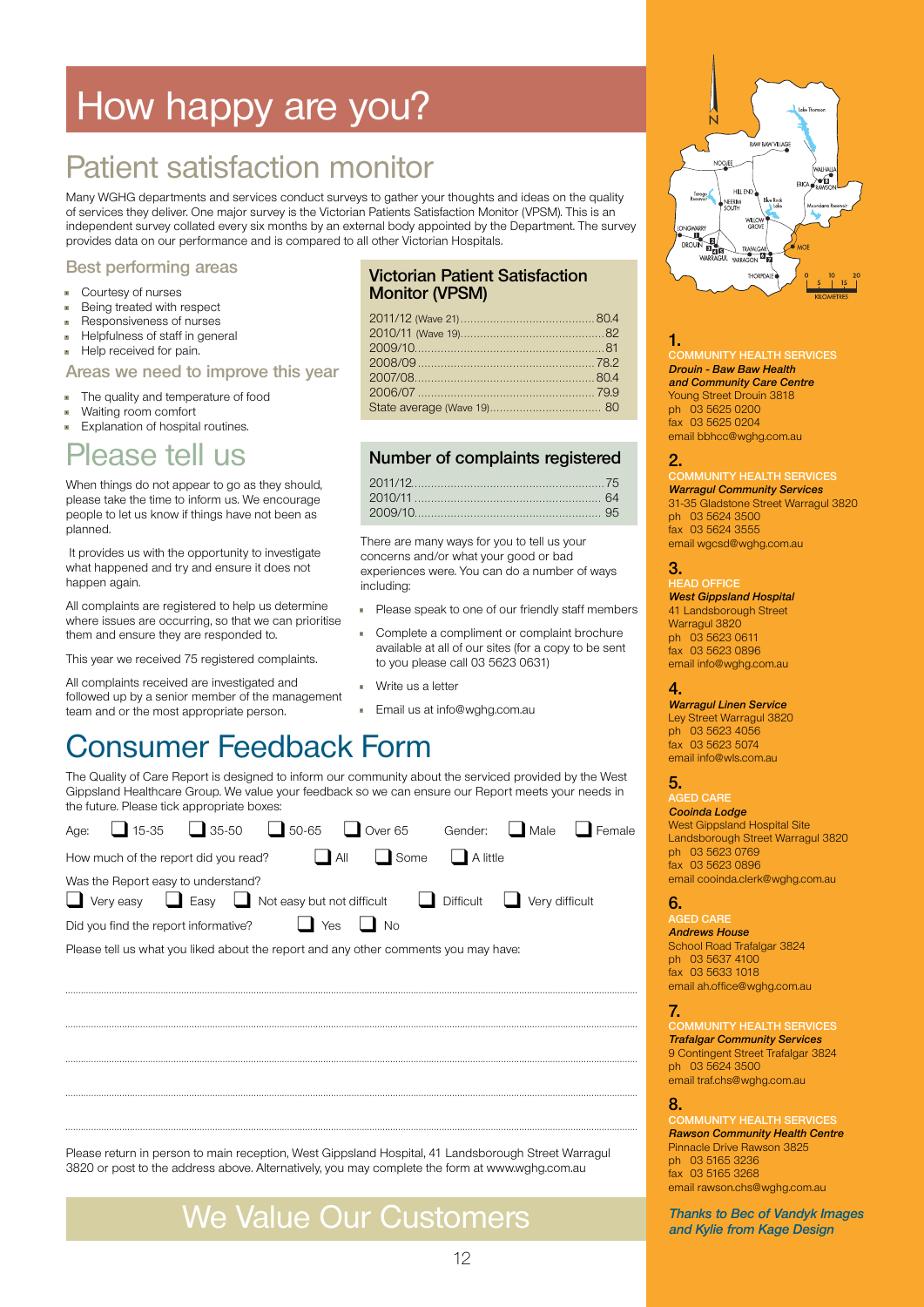# How happy are you?

## Patient satisfaction monitor

Many WGHG departments and services conduct surveys to gather your thoughts and ideas on the quality of services they deliver. One major survey is the Victorian Patients Satisfaction Monitor (VPSM). This is an independent survey collated every six months by an external body appointed by the Department. The survey provides data on our performance and is compared to all other Victorian Hospitals.

### Best performing areas

- Courtesy of nurses
- Being treated with respect
- Responsiveness of nurses
- Helpfulness of staff in general
- Help received for pain.

### Areas we need to improve this year

- The quality and temperature of food
- Waiting room comfort
- Explanation of hospital routines.

### Victorian Patient Satisfaction Monitor (VPSM)

| | |
|---|---|
| 2011/12 (Wave 21) | 80.4 |
| 2010/11 (Wave 19) | 82 |
| 2009/10 | 81 |
| 2008/09 | 78.2 |
| 2007/08 | 80.4 |
| 2006/07 | 79.9 |
| State average (Wave 19) | 80 |

## Please tell us

When things do not appear to go as they should, please take the time to inform us. We encourage people to let us know if things have not been as planned.

It provides us with the opportunity to investigate what happened and try and ensure it does not happen again.

All complaints are registered to help us determine where issues are occurring, so that we can prioritise them and ensure they are responded to.

This year we received 75 registered complaints.

All complaints received are investigated and followed up by a senior member of the management team and or the most appropriate person.

### Number of complaints registered

| | |
|---|---|
| 2011/12 | 75 |
| 2010/11 | 64 |
| 2009/10 | 95 |

There are many ways for you to tell us your concerns and/or what your good or bad experiences were. You can do a number of ways including:

- Please speak to one of our friendly staff members
- Complete a compliment or complaint brochure available at all of our sites (for a copy to be sent to you please call 03 5623 0631)
- Write us a letter
- Email us at info@wghg.com.au

## Consumer Feedback Form

The Quality of Care Report is designed to inform our community about the serviced provided by the West Gippsland Healthcare Group. We value your feedback so we can ensure our Report meets your needs in the future. Please tick appropriate boxes:

Age: ☐ 15-35 ☐ 35-50 ☐ 50-65 ☐ Over 65  Gender: ☐ Male ☐ Female

How much of the report did you read? ☐ All ☐ Some ☐ A little

Was the Report easy to understand?

☐ Very easy ☐ Easy ☐ Not easy but not difficult ☐ Difficult ☐ Very difficult

Did you find the report informative? ☐ Yes ☐ No

Please tell us what you liked about the report and any other comments you may have:

.......................................................................................................................................

.......................................................................................................................................

.......................................................................................................................................

.......................................................................................................................................

.......................................................................................................................................

Please return in person to main reception, West Gippsland Hospital, 41 Landsborough Street Warragul 3820 or post to the address above. Alternatively, you may complete the form at www.wghg.com.au

## We Value Our Customers

N

Lake Thomson
BAW BAW VILLAGE
NOOJEE
WALHALLA
ERICA
RAWSON
Tarago Reservoir
HILL END
NEERIM SOUTH
Blue Rock Lake
Moondarra Reservoir
WILLOW GROVE
LONGWARRY
DROUIN
TRAFALGAR
MOE
WARRAGUL
YARRAGON
THORPDALE
0 5 10 15 20
KILOMETRES

**1.**
COMMUNITY HEALTH SERVICES
***Drouin - Baw Baw Health and Community Care Centre***
Young Street Drouin 3818
ph 03 5625 0200
fax 03 5625 0204
email bbhcc@wghg.com.au

**2.**
COMMUNITY HEALTH SERVICES
***Warragul Community Services***
31-35 Gladstone Street Warragul 3820
ph 03 5624 3500
fax 03 5624 3555
email wgcsd@wghg.com.au

**3.**
HEAD OFFICE
***West Gippsland Hospital***
41 Landsborough Street
Warragul 3820
ph 03 5623 0611
fax 03 5623 0896
email info@wghg.com.au

**4.**
***Warragul Linen Service***
Ley Street Warragul 3820
ph 03 5623 4056
fax 03 5623 5074
email info@wls.com.au

**5.**
AGED CARE
***Cooinda Lodge***
West Gippsland Hospital Site
Landsborough Street Warragul 3820
ph 03 5623 0769
fax 03 5623 0896
email cooinda.clerk@wghg.com.au

**6.**
AGED CARE
***Andrews House***
School Road Trafalgar 3824
ph 03 5637 4100
fax 03 5633 1018
email ah.office@wghg.com.au

**7.**
COMMUNITY HEALTH SERVICES
***Trafalgar Community Services***
9 Contingent Street Trafalgar 3824
ph 03 5624 3500
email traf.chs@wghg.com.au

**8.**
COMMUNITY HEALTH SERVICES
***Rawson Community Health Centre***
Pinnacle Drive Rawson 3825
ph 03 5165 3236
fax 03 5165 3268
email rawson.chs@wghg.com.au

*Thanks to Bec of Vandyk Images and Kylie from Kage Design*